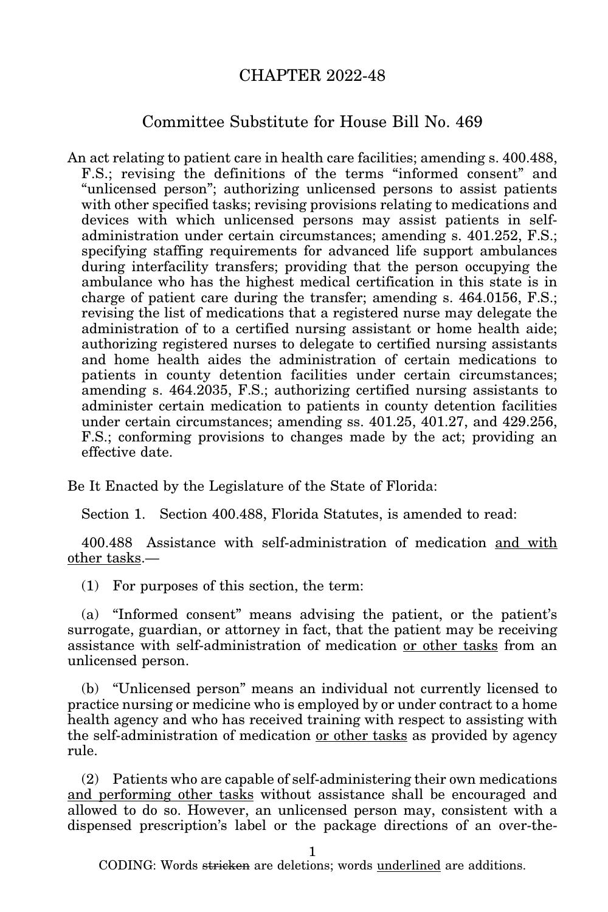# CHAPTER 2022-48

## Committee Substitute for House Bill No. 469

An act relating to patient care in health care facilities; amending s. 400.488, F.S.; revising the definitions of the terms "informed consent" and "unlicensed person"; authorizing unlicensed persons to assist patients with other specified tasks; revising provisions relating to medications and devices with which unlicensed persons may assist patients in self-administration under certain circumstances; amending s. 401.252, F.S.; specifying staffing requirements for advanced life support ambulances during interfacility transfers; providing that the person occupying the ambulance who has the highest medical certification in this state is in charge of patient care during the transfer; amending s. 464.0156, F.S.; revising the list of medications that a registered nurse may delegate the administration of to a certified nursing assistant or home health aide; authorizing registered nurses to delegate to certified nursing assistants and home health aides the administration of certain medications to patients in county detention facilities under certain circumstances; amending s. 464.2035, F.S.; authorizing certified nursing assistants to administer certain medication to patients in county detention facilities under certain circumstances; amending ss. 401.25, 401.27, and 429.256, F.S.; conforming provisions to changes made by the act; providing an effective date.

Be It Enacted by the Legislature of the State of Florida:

Section 1. Section 400.488, Florida Statutes, is amended to read:

400.488 Assistance with self-administration of medication <u>and with other tasks</u>.—

(1) For purposes of this section, the term:

(a) "Informed consent" means advising the patient, or the patient's surrogate, guardian, or attorney in fact, that the patient may be receiving assistance with self-administration of medication <u>or other tasks</u> from an unlicensed person.

(b) "Unlicensed person" means an individual not currently licensed to practice nursing or medicine who is employed by or under contract to a home health agency and who has received training with respect to assisting with the self-administration of medication <u>or other tasks</u> as provided by agency rule.

(2) Patients who are capable of self-administering their own medications <u>and performing other tasks</u> without assistance shall be encouraged and allowed to do so. However, an unlicensed person may, consistent with a dispensed prescription's label or the package directions of an over-the-

CODING: Words ~~stricken~~ are deletions; words <u>underlined</u> are additions.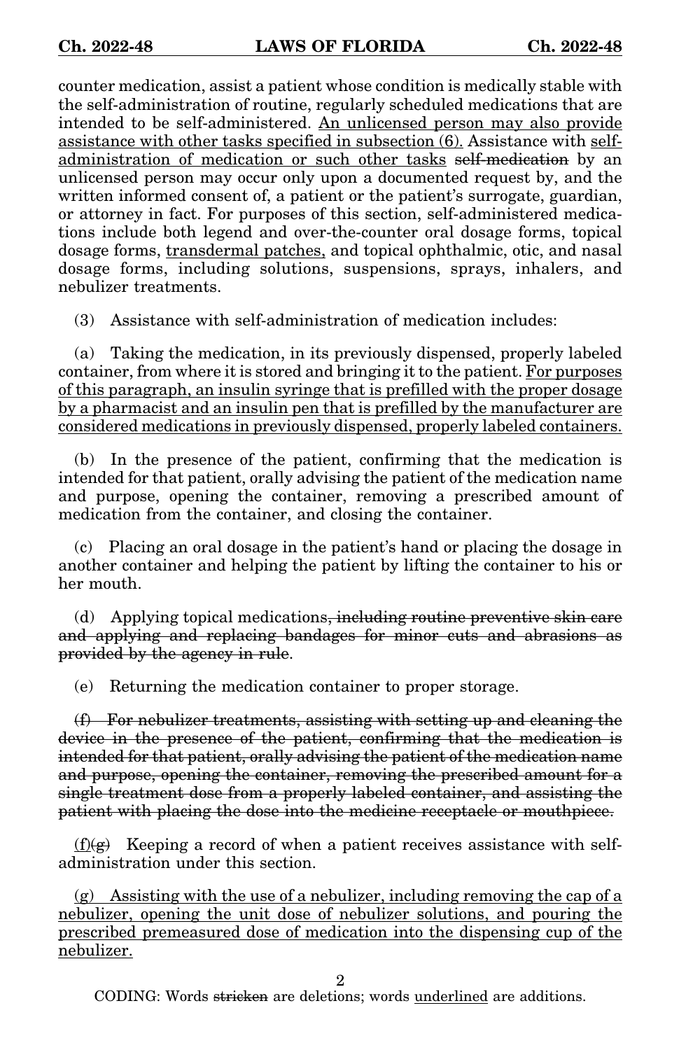counter medication, assist a patient whose condition is medically stable with the self-administration of routine, regularly scheduled medications that are intended to be self-administered. <u>An unlicensed person may also provide assistance with other tasks specified in subsection (6).</u> Assistance with <u>self-administration of medication or such other tasks</u> ~~self-medication~~ by an unlicensed person may occur only upon a documented request by, and the written informed consent of, a patient or the patient's surrogate, guardian, or attorney in fact. For purposes of this section, self-administered medications include both legend and over-the-counter oral dosage forms, topical dosage forms, <u>transdermal patches,</u> and topical ophthalmic, otic, and nasal dosage forms, including solutions, suspensions, sprays, inhalers, and nebulizer treatments.

(3) Assistance with self-administration of medication includes:

(a) Taking the medication, in its previously dispensed, properly labeled container, from where it is stored and bringing it to the patient. <u>For purposes of this paragraph, an insulin syringe that is prefilled with the proper dosage by a pharmacist and an insulin pen that is prefilled by the manufacturer are considered medications in previously dispensed, properly labeled containers.</u>

(b) In the presence of the patient, confirming that the medication is intended for that patient, orally advising the patient of the medication name and purpose, opening the container, removing a prescribed amount of medication from the container, and closing the container.

(c) Placing an oral dosage in the patient's hand or placing the dosage in another container and helping the patient by lifting the container to his or her mouth.

(d) Applying topical medications~~, including routine preventive skin care and applying and replacing bandages for minor cuts and abrasions as provided by the agency in rule~~.

(e) Returning the medication container to proper storage.

~~(f) For nebulizer treatments, assisting with setting up and cleaning the device in the presence of the patient, confirming that the medication is intended for that patient, orally advising the patient of the medication name and purpose, opening the container, removing the prescribed amount for a single treatment dose from a properly labeled container, and assisting the patient with placing the dose into the medicine receptacle or mouthpiece.~~

<u>(f)</u>~~(g)~~ Keeping a record of when a patient receives assistance with self-administration under this section.

<u>(g) Assisting with the use of a nebulizer, including removing the cap of a nebulizer, opening the unit dose of nebulizer solutions, and pouring the prescribed premeasured dose of medication into the dispensing cup of the nebulizer.</u>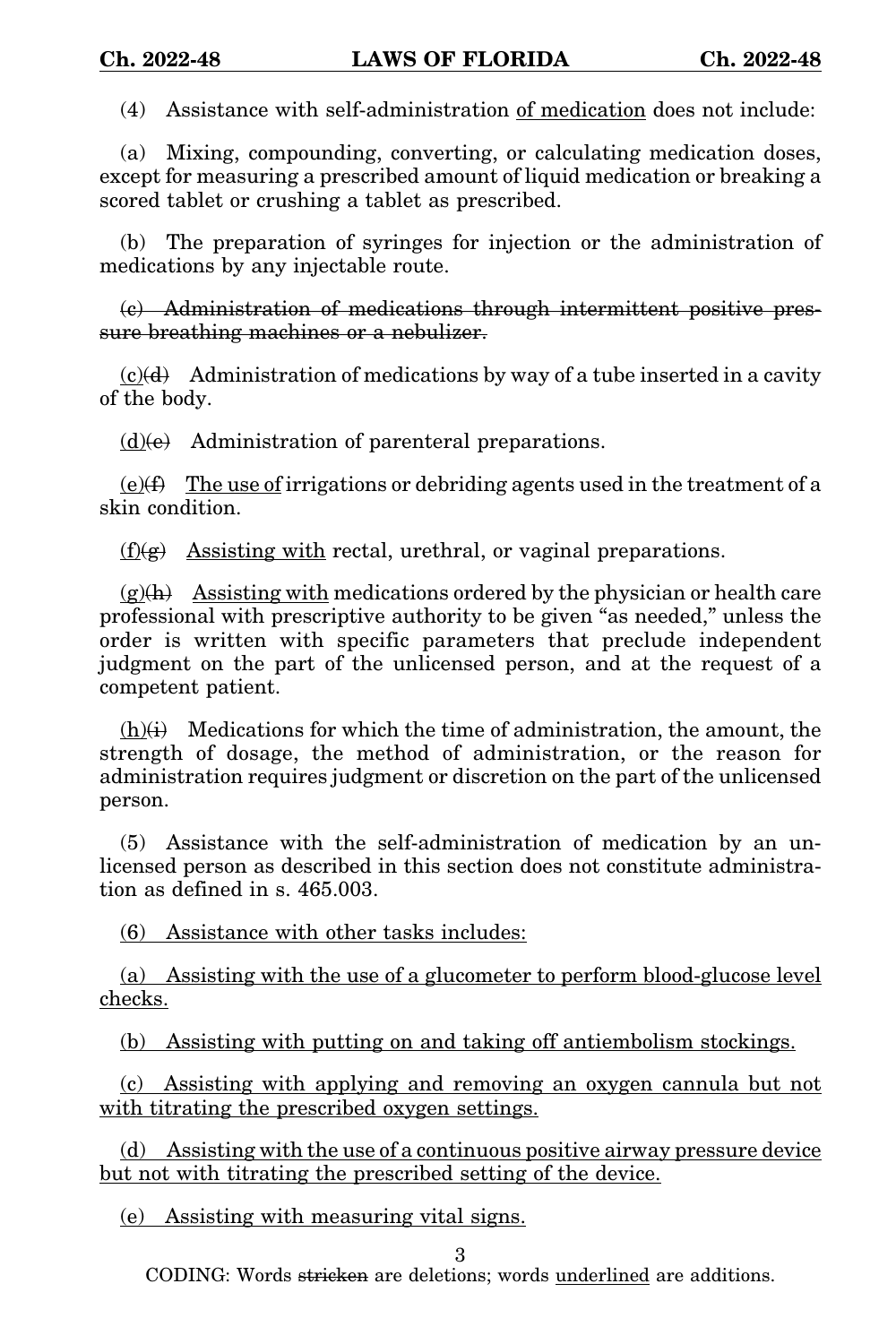(4) Assistance with self-administration <u>of medication</u> does not include:

(a) Mixing, compounding, converting, or calculating medication doses, except for measuring a prescribed amount of liquid medication or breaking a scored tablet or crushing a tablet as prescribed.

(b) The preparation of syringes for injection or the administration of medications by any injectable route.

~~(c) Administration of medications through intermittent positive pressure breathing machines or a nebulizer.~~

<u>(c)</u>~~(d)~~ Administration of medications by way of a tube inserted in a cavity of the body.

<u>(d)</u>~~(e)~~ Administration of parenteral preparations.

<u>(e)</u>~~(f)~~ <u>The use of</u> irrigations or debriding agents used in the treatment of a skin condition.

<u>(f)</u>~~(g)~~ <u>Assisting with</u> rectal, urethral, or vaginal preparations.

<u>(g)</u>~~(h)~~ <u>Assisting with</u> medications ordered by the physician or health care professional with prescriptive authority to be given "as needed," unless the order is written with specific parameters that preclude independent judgment on the part of the unlicensed person, and at the request of a competent patient.

<u>(h)</u>~~(i)~~ Medications for which the time of administration, the amount, the strength of dosage, the method of administration, or the reason for administration requires judgment or discretion on the part of the unlicensed person.

(5) Assistance with the self-administration of medication by an unlicensed person as described in this section does not constitute administration as defined in s. 465.003.

<u>(6) Assistance with other tasks includes:</u>

<u>(a) Assisting with the use of a glucometer to perform blood-glucose level checks.</u>

<u>(b) Assisting with putting on and taking off antiembolism stockings.</u>

<u>(c) Assisting with applying and removing an oxygen cannula but not with titrating the prescribed oxygen settings.</u>

<u>(d) Assisting with the use of a continuous positive airway pressure device but not with titrating the prescribed setting of the device.</u>

<u>(e) Assisting with measuring vital signs.</u>

CODING: Words ~~stricken~~ are deletions; words <u>underlined</u> are additions.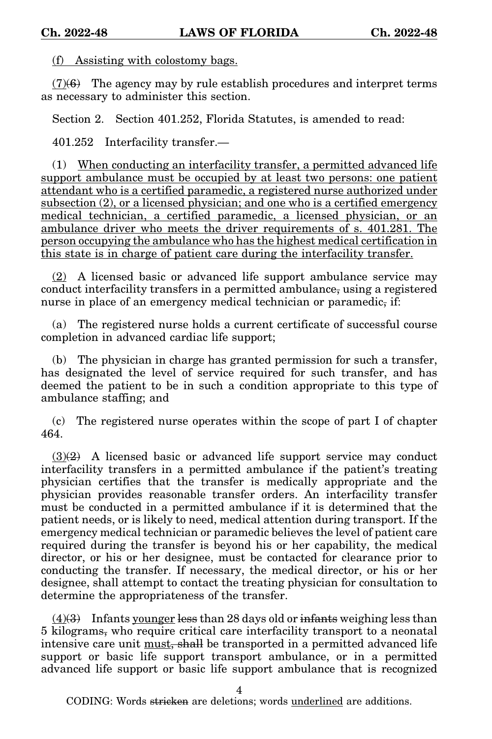(f) Assisting with colostomy bags.

(7)(6) The agency may by rule establish procedures and interpret terms as necessary to administer this section.

Section 2. Section 401.252, Florida Statutes, is amended to read:

401.252 Interfacility transfer.—

(1) When conducting an interfacility transfer, a permitted advanced life support ambulance must be occupied by at least two persons: one patient attendant who is a certified paramedic, a registered nurse authorized under subsection (2), or a licensed physician; and one who is a certified emergency medical technician, a certified paramedic, a licensed physician, or an ambulance driver who meets the driver requirements of s. 401.281. The person occupying the ambulance who has the highest medical certification in this state is in charge of patient care during the interfacility transfer.

(2) A licensed basic or advanced life support ambulance service may conduct interfacility transfers in a permitted ambulance, using a registered nurse in place of an emergency medical technician or paramedic, if:

(a) The registered nurse holds a current certificate of successful course completion in advanced cardiac life support;

(b) The physician in charge has granted permission for such a transfer, has designated the level of service required for such transfer, and has deemed the patient to be in such a condition appropriate to this type of ambulance staffing; and

(c) The registered nurse operates within the scope of part I of chapter 464.

(3)(2) A licensed basic or advanced life support service may conduct interfacility transfers in a permitted ambulance if the patient's treating physician certifies that the transfer is medically appropriate and the physician provides reasonable transfer orders. An interfacility transfer must be conducted in a permitted ambulance if it is determined that the patient needs, or is likely to need, medical attention during transport. If the emergency medical technician or paramedic believes the level of patient care required during the transfer is beyond his or her capability, the medical director, or his or her designee, must be contacted for clearance prior to conducting the transfer. If necessary, the medical director, or his or her designee, shall attempt to contact the treating physician for consultation to determine the appropriateness of the transfer.

(4)(3) Infants younger less than 28 days old or infants weighing less than 5 kilograms, who require critical care interfacility transport to a neonatal intensive care unit must, shall be transported in a permitted advanced life support or basic life support transport ambulance, or in a permitted advanced life support or basic life support ambulance that is recognized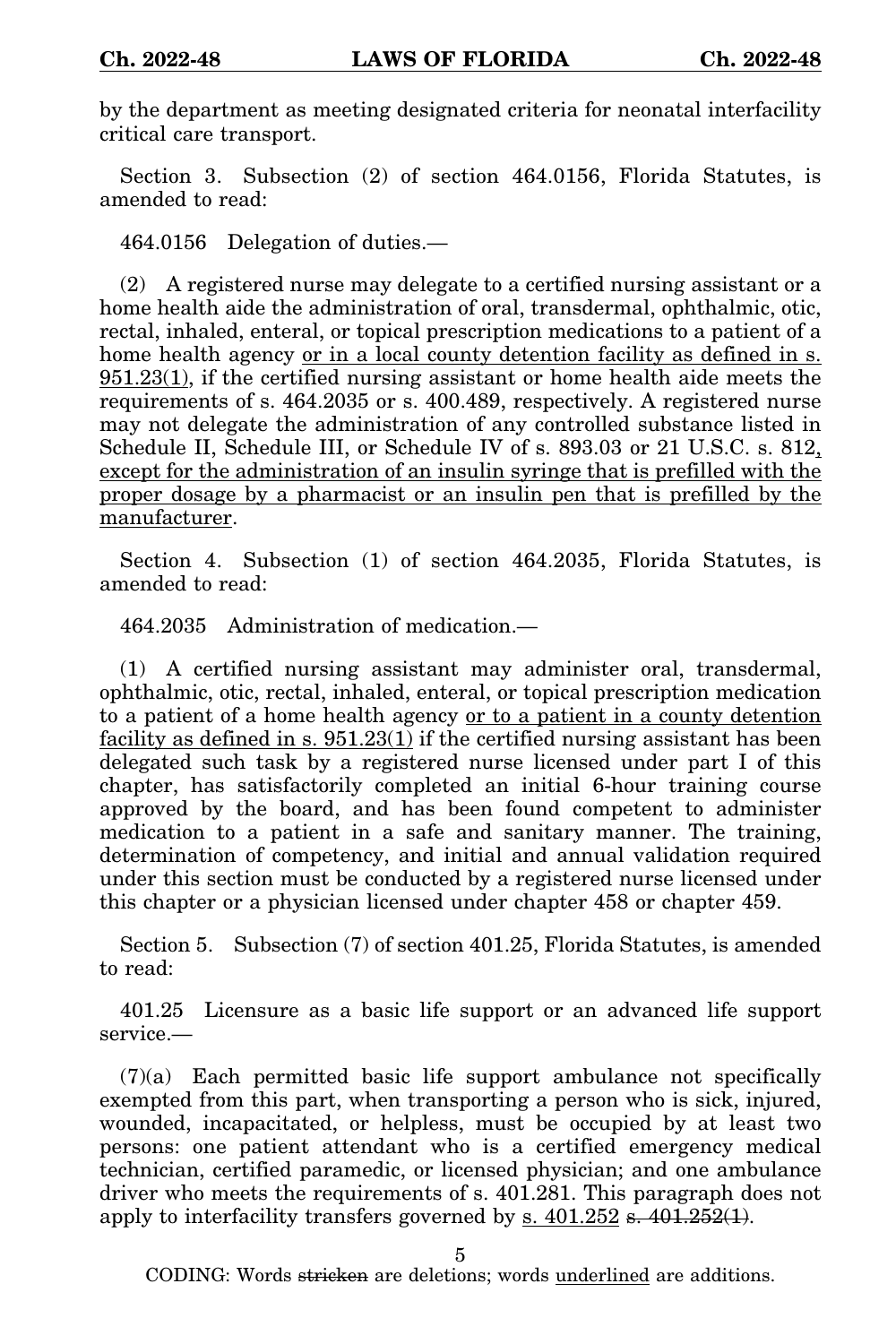by the department as meeting designated criteria for neonatal interfacility critical care transport.

Section 3. Subsection (2) of section 464.0156, Florida Statutes, is amended to read:

464.0156 Delegation of duties.—

(2) A registered nurse may delegate to a certified nursing assistant or a home health aide the administration of oral, transdermal, ophthalmic, otic, rectal, inhaled, enteral, or topical prescription medications to a patient of a home health agency <u>or in a local county detention facility as defined in s. 951.23(1)</u>, if the certified nursing assistant or home health aide meets the requirements of s. 464.2035 or s. 400.489, respectively. A registered nurse may not delegate the administration of any controlled substance listed in Schedule II, Schedule III, or Schedule IV of s. 893.03 or 21 U.S.C. s. 812<u>, except for the administration of an insulin syringe that is prefilled with the proper dosage by a pharmacist or an insulin pen that is prefilled by the manufacturer</u>.

Section 4. Subsection (1) of section 464.2035, Florida Statutes, is amended to read:

464.2035 Administration of medication.—

(1) A certified nursing assistant may administer oral, transdermal, ophthalmic, otic, rectal, inhaled, enteral, or topical prescription medication to a patient of a home health agency <u>or to a patient in a county detention facility as defined in s. 951.23(1)</u> if the certified nursing assistant has been delegated such task by a registered nurse licensed under part I of this chapter, has satisfactorily completed an initial 6-hour training course approved by the board, and has been found competent to administer medication to a patient in a safe and sanitary manner. The training, determination of competency, and initial and annual validation required under this section must be conducted by a registered nurse licensed under this chapter or a physician licensed under chapter 458 or chapter 459.

Section 5. Subsection (7) of section 401.25, Florida Statutes, is amended to read:

401.25 Licensure as a basic life support or an advanced life support service.—

(7)(a) Each permitted basic life support ambulance not specifically exempted from this part, when transporting a person who is sick, injured, wounded, incapacitated, or helpless, must be occupied by at least two persons: one patient attendant who is a certified emergency medical technician, certified paramedic, or licensed physician; and one ambulance driver who meets the requirements of s. 401.281. This paragraph does not apply to interfacility transfers governed by <u>s. 401.252</u> ~~s. 401.252(1)~~.

CODING: Words ~~stricken~~ are deletions; words <u>underlined</u> are additions.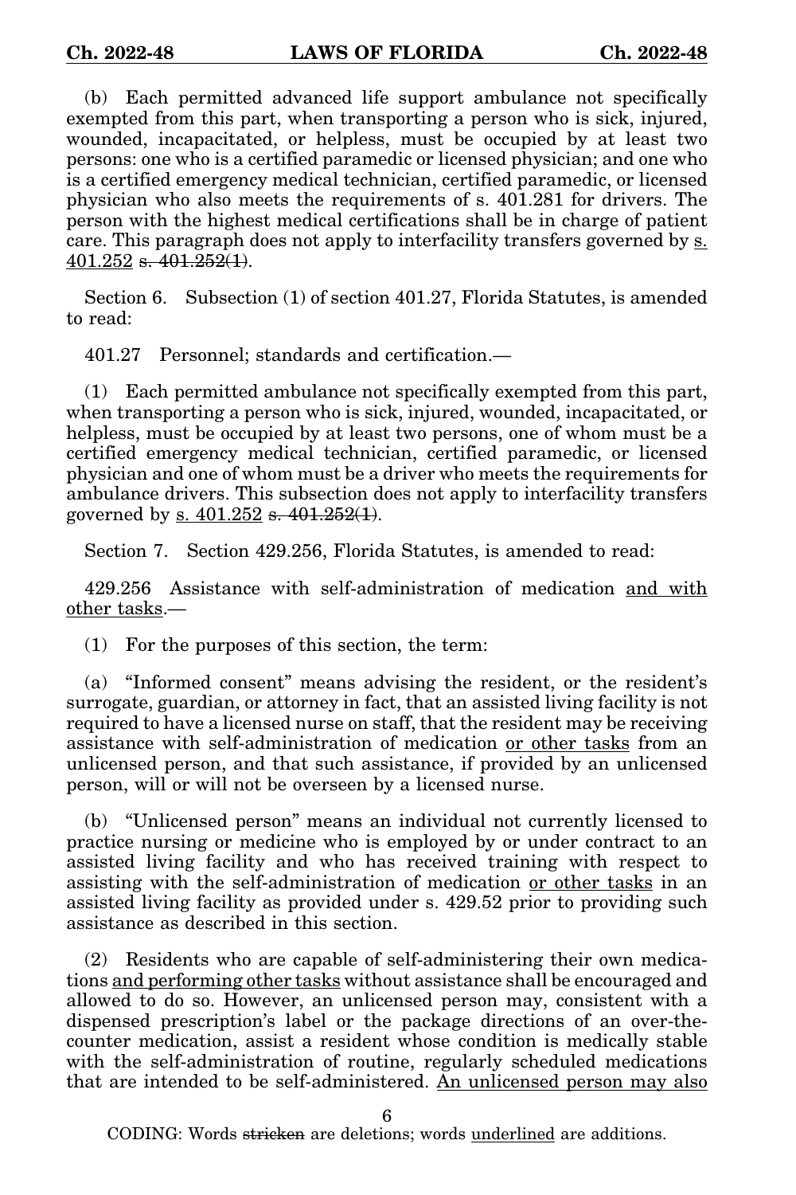(b) Each permitted advanced life support ambulance not specifically exempted from this part, when transporting a person who is sick, injured, wounded, incapacitated, or helpless, must be occupied by at least two persons: one who is a certified paramedic or licensed physician; and one who is a certified emergency medical technician, certified paramedic, or licensed physician who also meets the requirements of s. 401.281 for drivers. The person with the highest medical certifications shall be in charge of patient care. This paragraph does not apply to interfacility transfers governed by <u>s. 401.252</u> ~~s. 401.252(1)~~.

Section 6. Subsection (1) of section 401.27, Florida Statutes, is amended to read:

401.27 Personnel; standards and certification.—

(1) Each permitted ambulance not specifically exempted from this part, when transporting a person who is sick, injured, wounded, incapacitated, or helpless, must be occupied by at least two persons, one of whom must be a certified emergency medical technician, certified paramedic, or licensed physician and one of whom must be a driver who meets the requirements for ambulance drivers. This subsection does not apply to interfacility transfers governed by <u>s. 401.252</u> ~~s. 401.252(1)~~.

Section 7. Section 429.256, Florida Statutes, is amended to read:

429.256 Assistance with self-administration of medication <u>and with other tasks</u>.—

(1) For the purposes of this section, the term:

(a) "Informed consent" means advising the resident, or the resident's surrogate, guardian, or attorney in fact, that an assisted living facility is not required to have a licensed nurse on staff, that the resident may be receiving assistance with self-administration of medication <u>or other tasks</u> from an unlicensed person, and that such assistance, if provided by an unlicensed person, will or will not be overseen by a licensed nurse.

(b) "Unlicensed person" means an individual not currently licensed to practice nursing or medicine who is employed by or under contract to an assisted living facility and who has received training with respect to assisting with the self-administration of medication <u>or other tasks</u> in an assisted living facility as provided under s. 429.52 prior to providing such assistance as described in this section.

(2) Residents who are capable of self-administering their own medications <u>and performing other tasks</u> without assistance shall be encouraged and allowed to do so. However, an unlicensed person may, consistent with a dispensed prescription's label or the package directions of an over-the-counter medication, assist a resident whose condition is medically stable with the self-administration of routine, regularly scheduled medications that are intended to be self-administered. <u>An unlicensed person may also</u>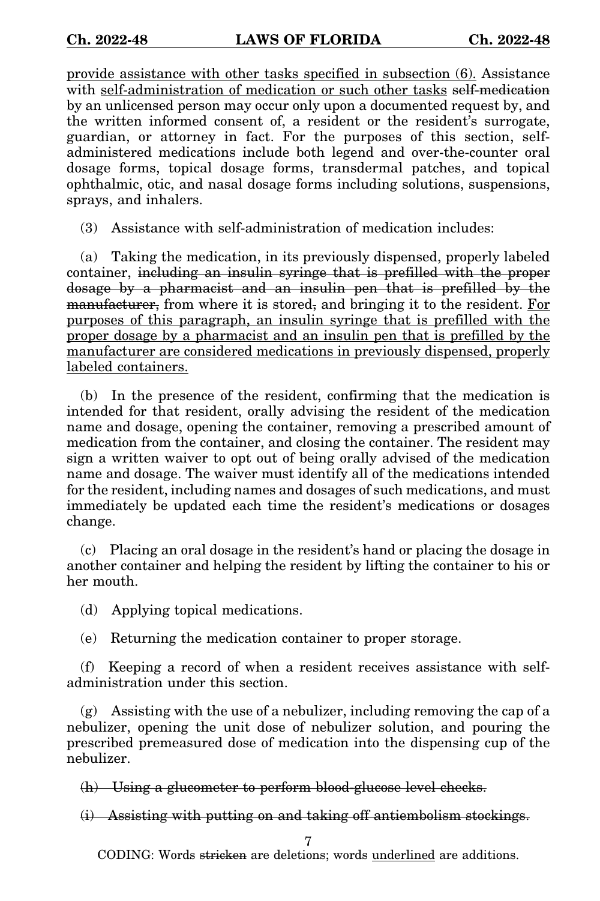<u>provide assistance with other tasks specified in subsection (6).</u> Assistance with <u>self-administration of medication or such other tasks</u> ~~self-medication~~ by an unlicensed person may occur only upon a documented request by, and the written informed consent of, a resident or the resident's surrogate, guardian, or attorney in fact. For the purposes of this section, self-administered medications include both legend and over-the-counter oral dosage forms, topical dosage forms, transdermal patches, and topical ophthalmic, otic, and nasal dosage forms including solutions, suspensions, sprays, and inhalers.

(3) Assistance with self-administration of medication includes:

(a) Taking the medication, in its previously dispensed, properly labeled container, ~~including an insulin syringe that is prefilled with the proper dosage by a pharmacist and an insulin pen that is prefilled by the manufacturer,~~ from where it is stored~~,~~ and bringing it to the resident. <u>For purposes of this paragraph, an insulin syringe that is prefilled with the proper dosage by a pharmacist and an insulin pen that is prefilled by the manufacturer are considered medications in previously dispensed, properly labeled containers.</u>

(b) In the presence of the resident, confirming that the medication is intended for that resident, orally advising the resident of the medication name and dosage, opening the container, removing a prescribed amount of medication from the container, and closing the container. The resident may sign a written waiver to opt out of being orally advised of the medication name and dosage. The waiver must identify all of the medications intended for the resident, including names and dosages of such medications, and must immediately be updated each time the resident's medications or dosages change.

(c) Placing an oral dosage in the resident's hand or placing the dosage in another container and helping the resident by lifting the container to his or her mouth.

(d) Applying topical medications.

(e) Returning the medication container to proper storage.

(f) Keeping a record of when a resident receives assistance with self-administration under this section.

(g) Assisting with the use of a nebulizer, including removing the cap of a nebulizer, opening the unit dose of nebulizer solution, and pouring the prescribed premeasured dose of medication into the dispensing cup of the nebulizer.

~~(h) Using a glucometer to perform blood-glucose level checks.~~

~~(i) Assisting with putting on and taking off antiembolism stockings.~~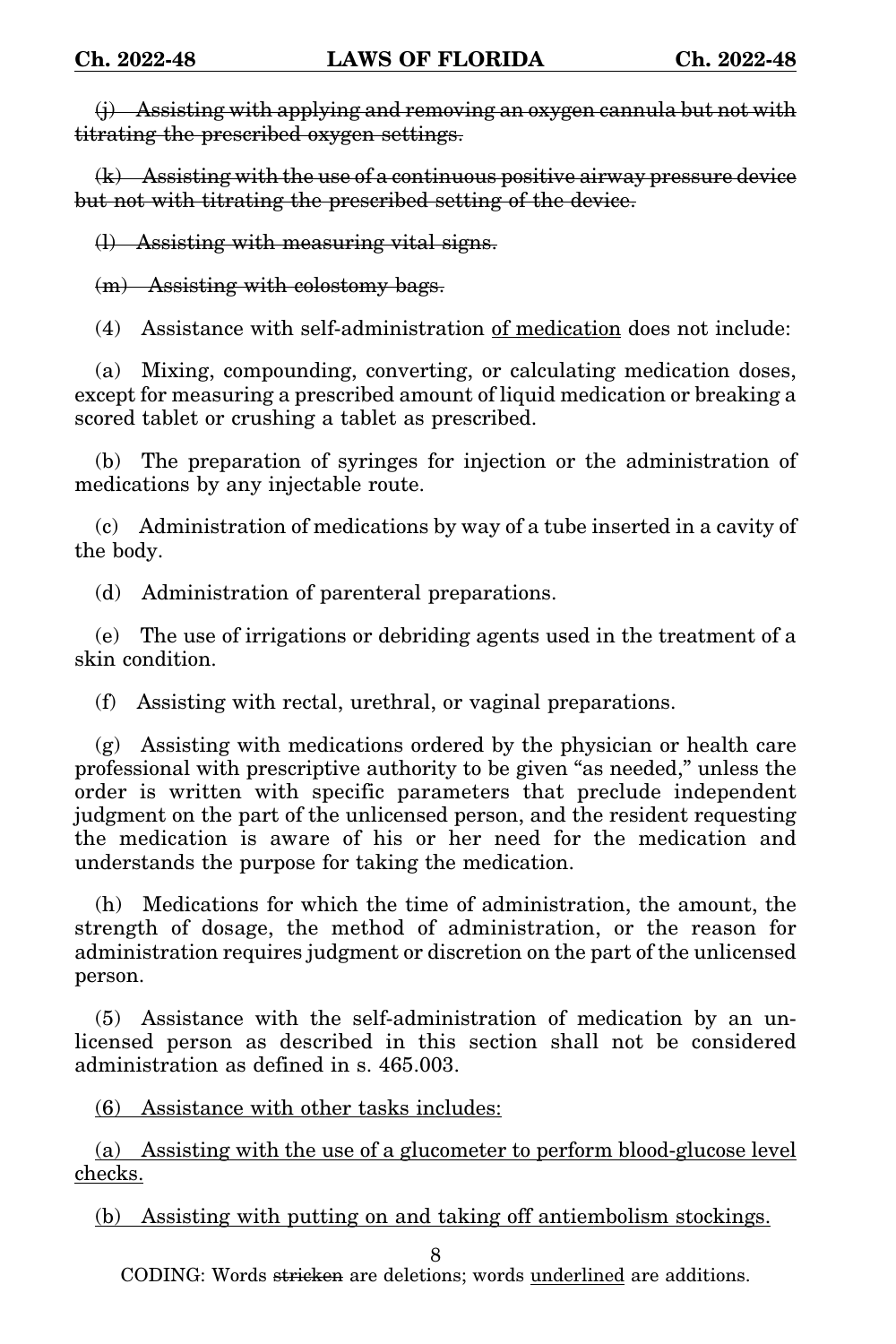~~(j) Assisting with applying and removing an oxygen cannula but not with titrating the prescribed oxygen settings.~~

~~(k) Assisting with the use of a continuous positive airway pressure device but not with titrating the prescribed setting of the device.~~

~~(l) Assisting with measuring vital signs.~~

~~(m) Assisting with colostomy bags.~~

(4) Assistance with self-administration <u>of medication</u> does not include:

(a) Mixing, compounding, converting, or calculating medication doses, except for measuring a prescribed amount of liquid medication or breaking a scored tablet or crushing a tablet as prescribed.

(b) The preparation of syringes for injection or the administration of medications by any injectable route.

(c) Administration of medications by way of a tube inserted in a cavity of the body.

(d) Administration of parenteral preparations.

(e) The use of irrigations or debriding agents used in the treatment of a skin condition.

(f) Assisting with rectal, urethral, or vaginal preparations.

(g) Assisting with medications ordered by the physician or health care professional with prescriptive authority to be given "as needed," unless the order is written with specific parameters that preclude independent judgment on the part of the unlicensed person, and the resident requesting the medication is aware of his or her need for the medication and understands the purpose for taking the medication.

(h) Medications for which the time of administration, the amount, the strength of dosage, the method of administration, or the reason for administration requires judgment or discretion on the part of the unlicensed person.

(5) Assistance with the self-administration of medication by an unlicensed person as described in this section shall not be considered administration as defined in s. 465.003.

<u>(6) Assistance with other tasks includes:</u>

<u>(a) Assisting with the use of a glucometer to perform blood-glucose level checks.</u>

<u>(b) Assisting with putting on and taking off antiembolism stockings.</u>

CODING: Words ~~stricken~~ are deletions; words <u>underlined</u> are additions.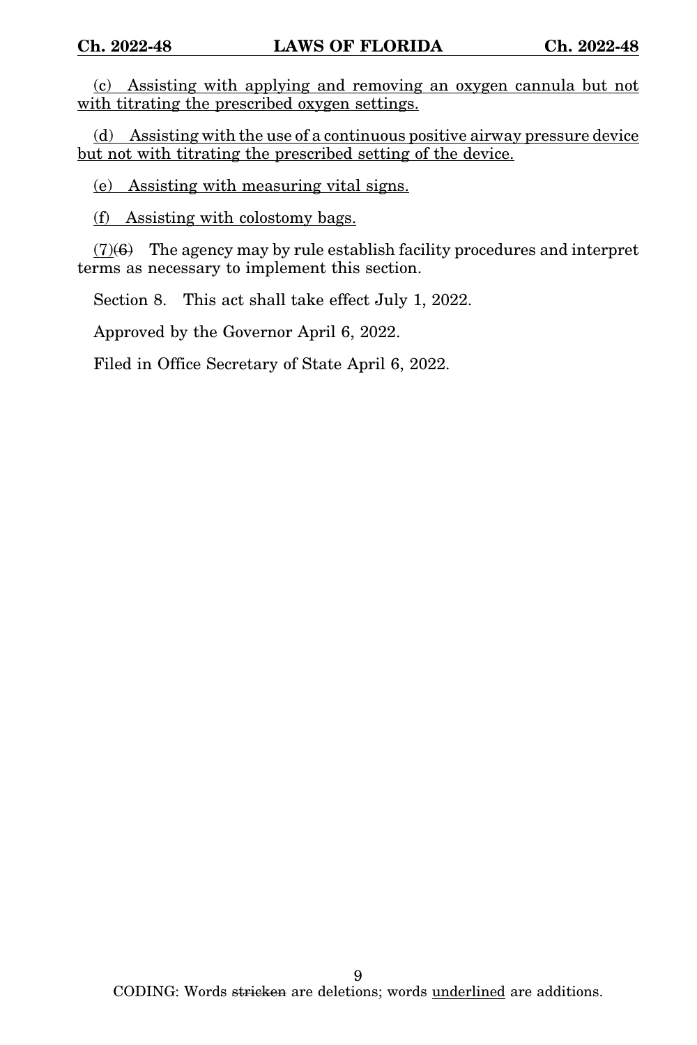(c) Assisting with applying and removing an oxygen cannula but not with titrating the prescribed oxygen settings.

(d) Assisting with the use of a continuous positive airway pressure device but not with titrating the prescribed setting of the device.

(e) Assisting with measuring vital signs.

(f) Assisting with colostomy bags.

(7)~~(6)~~ The agency may by rule establish facility procedures and interpret terms as necessary to implement this section.

Section 8. This act shall take effect July 1, 2022.

Approved by the Governor April 6, 2022.

Filed in Office Secretary of State April 6, 2022.

CODING: Words ~~stricken~~ are deletions; words <u>underlined</u> are additions.